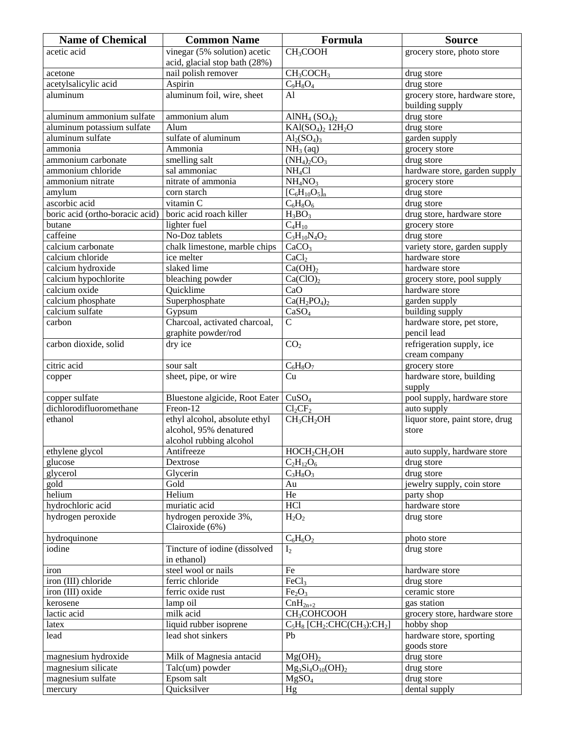| Name of Chemical | Common Name | Formula | Source |
|---|---|---|---|
| acetic acid | vinegar (5% solution) acetic acid, glacial stop bath (28%) | $CH_3COOH$ | grocery store, photo store |
| acetone | nail polish remover | $CH_3COCH_3$ | drug store |
| acetylsalicylic acid | Aspirin | $C_9H_8O_4$ | drug store |
| aluminum | aluminum foil, wire, sheet | Al | grocery store, hardware store, building supply |
| aluminum ammonium sulfate | ammonium alum | $AlNH_4 (SO_4)_2$ | drug store |
| aluminum potassium sulfate | Alum | $KAl(SO_4)_2 12H_2O$ | drug store |
| aluminum sulfate | sulfate of aluminum | $Al_2(SO_4)_3$ | garden supply |
| ammonia | Ammonia | $NH_3$ (aq) | grocery store |
| ammonium carbonate | smelling salt | $(NH_4)_2CO_3$ | drug store |
| ammonium chloride | sal ammoniac | $NH_4Cl$ | hardware store, garden supply |
| ammonium nitrate | nitrate of ammonia | $NH_4NO_3$ | grocery store |
| amylum | corn starch | $[C_6H_{10}O_5]_n$ | drug store |
| ascorbic acid | vitamin C | $C_6H_8O_6$ | drug store |
| boric acid (ortho-boracic acid) | boric acid roach killer | $H_3BO_3$ | drug store, hardware store |
| butane | lighter fuel | $C_4H_{10}$ | grocery store |
| caffeine | No-Doz tablets | $C_3H_{10}N_4O_2$ | drug store |
| calcium carbonate | chalk limestone, marble chips | $CaCO_3$ | variety store, garden supply |
| calcium chloride | ice melter | $CaCl_2$ | hardware store |
| calcium hydroxide | slaked lime | $Ca(OH)_2$ | hardware store |
| calcium hypochlorite | bleaching powder | $Ca(ClO)_2$ | grocery store, pool supply |
| calcium oxide | Quicklime | CaO | hardware store |
| calcium phosphate | Superphosphate | $Ca(H_2PO_4)_2$ | garden supply |
| calcium sulfate | Gypsum | $CaSO_4$ | building supply |
| carbon | Charcoal, activated charcoal, graphite powder/rod | C | hardware store, pet store, pencil lead |
| carbon dioxide, solid | dry ice | $CO_2$ | refrigeration supply, ice cream company |
| citric acid | sour salt | $C_6H_8O_7$ | grocery store |
| copper | sheet, pipe, or wire | Cu | hardware store, building supply |
| copper sulfate | Bluestone algicide, Root Eater | $CuSO_4$ | pool supply, hardware store |
| dichlorodifluoromethane | Freon-12 | $Cl_2CF_2$ | auto supply |
| ethanol | ethyl alcohol, absolute ethyl alcohol, 95% denatured alcohol rubbing alcohol | $CH_3CH_2OH$ | liquor store, paint store, drug store |
| ethylene glycol | Antifreeze | $HOCH_2CH_2OH$ | auto supply, hardware store |
| glucose | Dextrose | $C_2H_{12}O_6$ | drug store |
| glycerol | Glycerin | $C_3H_8O_3$ | drug store |
| gold | Gold | Au | jewelry supply, coin store |
| helium | Helium | He | party shop |
| hydrochloric acid | muriatic acid | HCl | hardware store |
| hydrogen peroxide | hydrogen peroxide 3%, Clairoxide (6%) | $H_2O_2$ | drug store |
| hydroquinone | | $C_6H_6O_2$ | photo store |
| iodine | Tincture of iodine (dissolved in ethanol) | $I_2$ | drug store |
| iron | steel wool or nails | Fe | hardware store |
| iron (III) chloride | ferric chloride | $FeCl_3$ | drug store |
| iron (III) oxide | ferric oxide rust | $Fe_2O_3$ | ceramic store |
| kerosene | lamp oil | $CnH_{2n+2}$ | gas station |
| lactic acid | milk acid | $CH_3COHCOOH$ | grocery store, hardware store |
| latex | liquid rubber isoprene | $C_5H_8$ $[CH_2:CHC(CH_3):CH_2]$ | hobby shop |
| lead | lead shot sinkers | Pb | hardware store, sporting goods store |
| magnesium hydroxide | Milk of Magnesia antacid | $Mg(OH)_2$ | drug store |
| magnesium silicate | Talc(um) powder | $Mg_3Si_4O_{10}(OH)_2$ | drug store |
| magnesium sulfate | Epsom salt | $MgSO_4$ | drug store |
| mercury | Quicksilver | Hg | dental supply |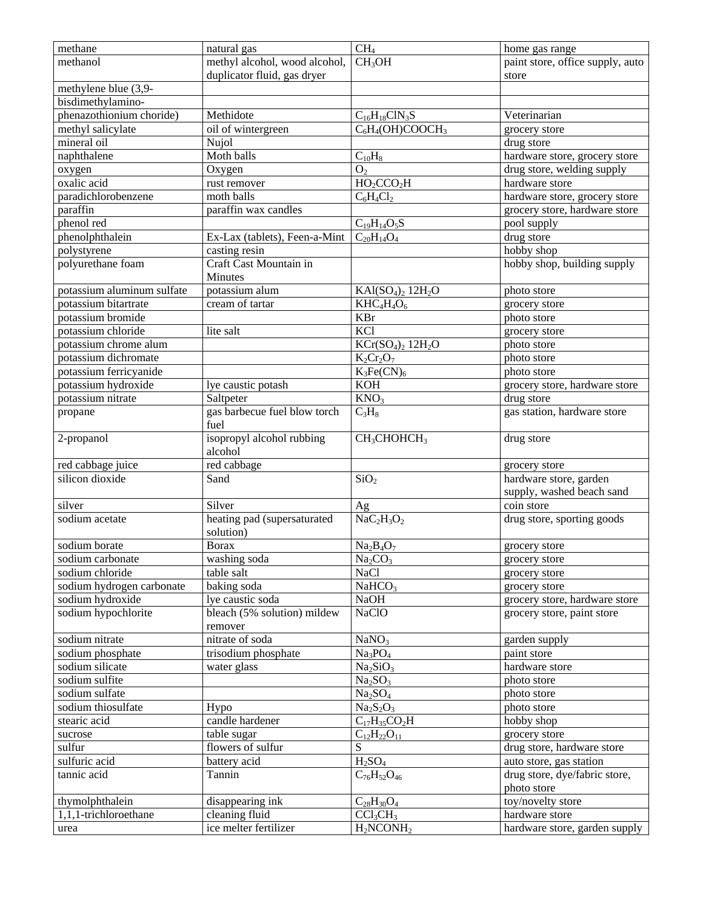| | | | |
|---|---|---|---|
| methane | natural gas | $CH_4$ | home gas range |
| methanol | methyl alcohol, wood alcohol, duplicator fluid, gas dryer | $CH_3OH$ | paint store, office supply, auto store |
| methylene blue (3,9-bisdimethylamino-phenazothionium choride) | Methidote | $C_{16}H_{18}ClN_3S$ | Veterinarian |
| methyl salicylate | oil of wintergreen | $C_6H_4(OH)COOCH_3$ | grocery store |
| mineral oil | Nujol | | drug store |
| naphthalene | Moth balls | $C_{10}H_8$ | hardware store, grocery store |
| oxygen | Oxygen | $O_2$ | drug store, welding supply |
| oxalic acid | rust remover | $HO_2CCO_2H$ | hardware store |
| paradichlorobenzene | moth balls | $C_6H_4Cl_2$ | hardware store, grocery store |
| paraffin | paraffin wax candles | | grocery store, hardware store |
| phenol red | | $C_{19}H_{14}O_5S$ | pool supply |
| phenolphthalein | Ex-Lax (tablets), Feen-a-Mint | $C_{20}H_{14}O_4$ | drug store |
| polystyrene | casting resin | | hobby shop |
| polyurethane foam | Craft Cast Mountain in Minutes | | hobby shop, building supply |
| potassium aluminum sulfate | potassium alum | $KAl(SO_4)_2\ 12H_2O$ | photo store |
| potassium bitartrate | cream of tartar | $KHC_4H_4O_6$ | grocery store |
| potassium bromide | | $KBr$ | photo store |
| potassium chloride | lite salt | $KCl$ | grocery store |
| potassium chrome alum | | $KCr(SO_4)_2\ 12H_2O$ | photo store |
| potassium dichromate | | $K_2Cr_2O_7$ | photo store |
| potassium ferricyanide | | $K_3Fe(CN)_6$ | photo store |
| potassium hydroxide | lye caustic potash | $KOH$ | grocery store, hardware store |
| potassium nitrate | Saltpeter | $KNO_3$ | drug store |
| propane | gas barbecue fuel blow torch fuel | $C_3H_8$ | gas station, hardware store |
| 2-propanol | isopropyl alcohol rubbing alcohol | $CH_3CHOHCH_3$ | drug store |
| red cabbage juice | red cabbage | | grocery store |
| silicon dioxide | Sand | $SiO_2$ | hardware store, garden supply, washed beach sand |
| silver | Silver | $Ag$ | coin store |
| sodium acetate | heating pad (supersaturated solution) | $NaC_2H_3O_2$ | drug store, sporting goods |
| sodium borate | Borax | $Na_2B_4O_7$ | grocery store |
| sodium carbonate | washing soda | $Na_2CO_3$ | grocery store |
| sodium chloride | table salt | $NaCl$ | grocery store |
| sodium hydrogen carbonate | baking soda | $NaHCO_3$ | grocery store |
| sodium hydroxide | lye caustic soda | $NaOH$ | grocery store, hardware store |
| sodium hypochlorite | bleach (5% solution) mildew remover | $NaClO$ | grocery store, paint store |
| sodium nitrate | nitrate of soda | $NaNO_3$ | garden supply |
| sodium phosphate | trisodium phosphate | $Na_3PO_4$ | paint store |
| sodium silicate | water glass | $Na_2SiO_3$ | hardware store |
| sodium sulfite | | $Na_2SO_3$ | photo store |
| sodium sulfate | | $Na_2SO_4$ | photo store |
| sodium thiosulfate | Hypo | $Na_2S_2O_3$ | photo store |
| stearic acid | candle hardener | $C_{17}H_{35}CO_2H$ | hobby shop |
| sucrose | table sugar | $C_{12}H_{22}O_{11}$ | grocery store |
| sulfur | flowers of sulfur | $S$ | drug store, hardware store |
| sulfuric acid | battery acid | $H_2SO_4$ | auto store, gas station |
| tannic acid | Tannin | $C_{76}H_{52}O_{46}$ | drug store, dye/fabric store, photo store |
| thymolphthalein | disappearing ink | $C_{28}H_{30}O_4$ | toy/novelty store |
| 1,1,1-trichloroethane | cleaning fluid | $CCl_3CH_3$ | hardware store |
| urea | ice melter fertilizer | $H_2NCONH_2$ | hardware store, garden supply |